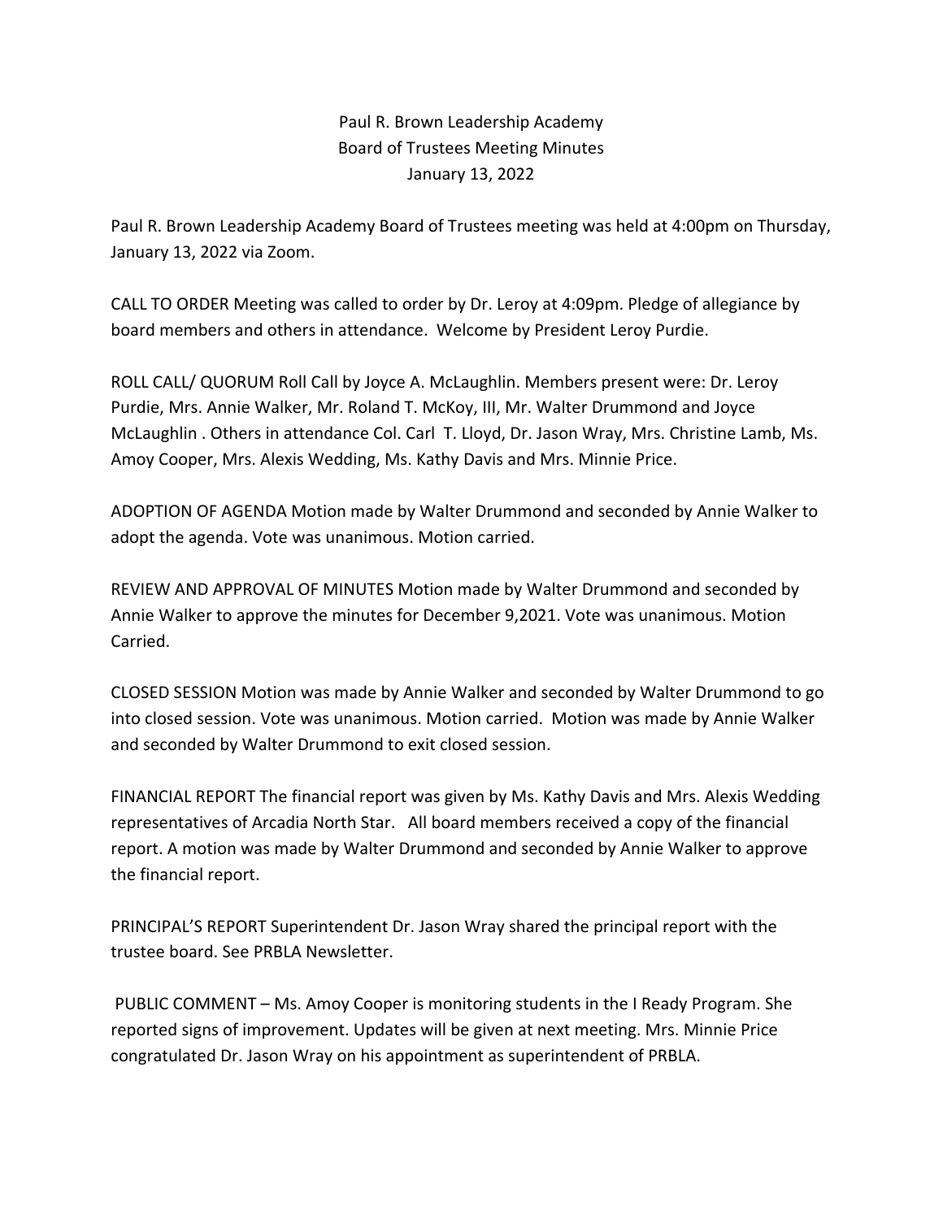# Paul R. Brown Leadership Academy
## Board of Trustees Meeting Minutes
### January 13, 2022

Paul R. Brown Leadership Academy Board of Trustees meeting was held at 4:00pm on Thursday, January 13, 2022 via Zoom.

CALL TO ORDER Meeting was called to order by Dr. Leroy at 4:09pm. Pledge of allegiance by board members and others in attendance. Welcome by President Leroy Purdie.

ROLL CALL/ QUORUM Roll Call by Joyce A. McLaughlin. Members present were: Dr. Leroy Purdie, Mrs. Annie Walker, Mr. Roland T. McKoy, III, Mr. Walter Drummond and Joyce McLaughlin . Others in attendance Col. Carl T. Lloyd, Dr. Jason Wray, Mrs. Christine Lamb, Ms. Amoy Cooper, Mrs. Alexis Wedding, Ms. Kathy Davis and Mrs. Minnie Price.

ADOPTION OF AGENDA Motion made by Walter Drummond and seconded by Annie Walker to adopt the agenda. Vote was unanimous. Motion carried.

REVIEW AND APPROVAL OF MINUTES Motion made by Walter Drummond and seconded by Annie Walker to approve the minutes for December 9,2021. Vote was unanimous. Motion Carried.

CLOSED SESSION Motion was made by Annie Walker and seconded by Walter Drummond to go into closed session. Vote was unanimous. Motion carried. Motion was made by Annie Walker and seconded by Walter Drummond to exit closed session.

FINANCIAL REPORT The financial report was given by Ms. Kathy Davis and Mrs. Alexis Wedding representatives of Arcadia North Star. All board members received a copy of the financial report. A motion was made by Walter Drummond and seconded by Annie Walker to approve the financial report.

PRINCIPAL'S REPORT Superintendent Dr. Jason Wray shared the principal report with the trustee board. See PRBLA Newsletter.

PUBLIC COMMENT – Ms. Amoy Cooper is monitoring students in the I Ready Program. She reported signs of improvement. Updates will be given at next meeting. Mrs. Minnie Price congratulated Dr. Jason Wray on his appointment as superintendent of PRBLA.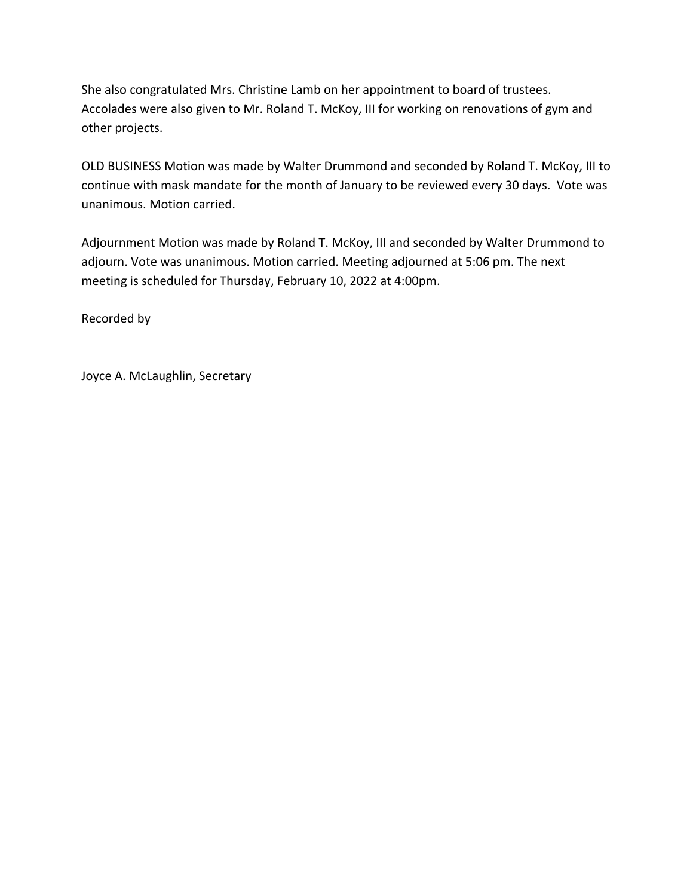She also congratulated Mrs. Christine Lamb on her appointment to board of trustees. Accolades were also given to Mr. Roland T. McKoy, III for working on renovations of gym and other projects.

OLD BUSINESS Motion was made by Walter Drummond and seconded by Roland T. McKoy, III to continue with mask mandate for the month of January to be reviewed every 30 days. Vote was unanimous. Motion carried.

Adjournment Motion was made by Roland T. McKoy, III and seconded by Walter Drummond to adjourn. Vote was unanimous. Motion carried. Meeting adjourned at 5:06 pm. The next meeting is scheduled for Thursday, February 10, 2022 at 4:00pm.

Recorded by

Joyce A. McLaughlin, Secretary